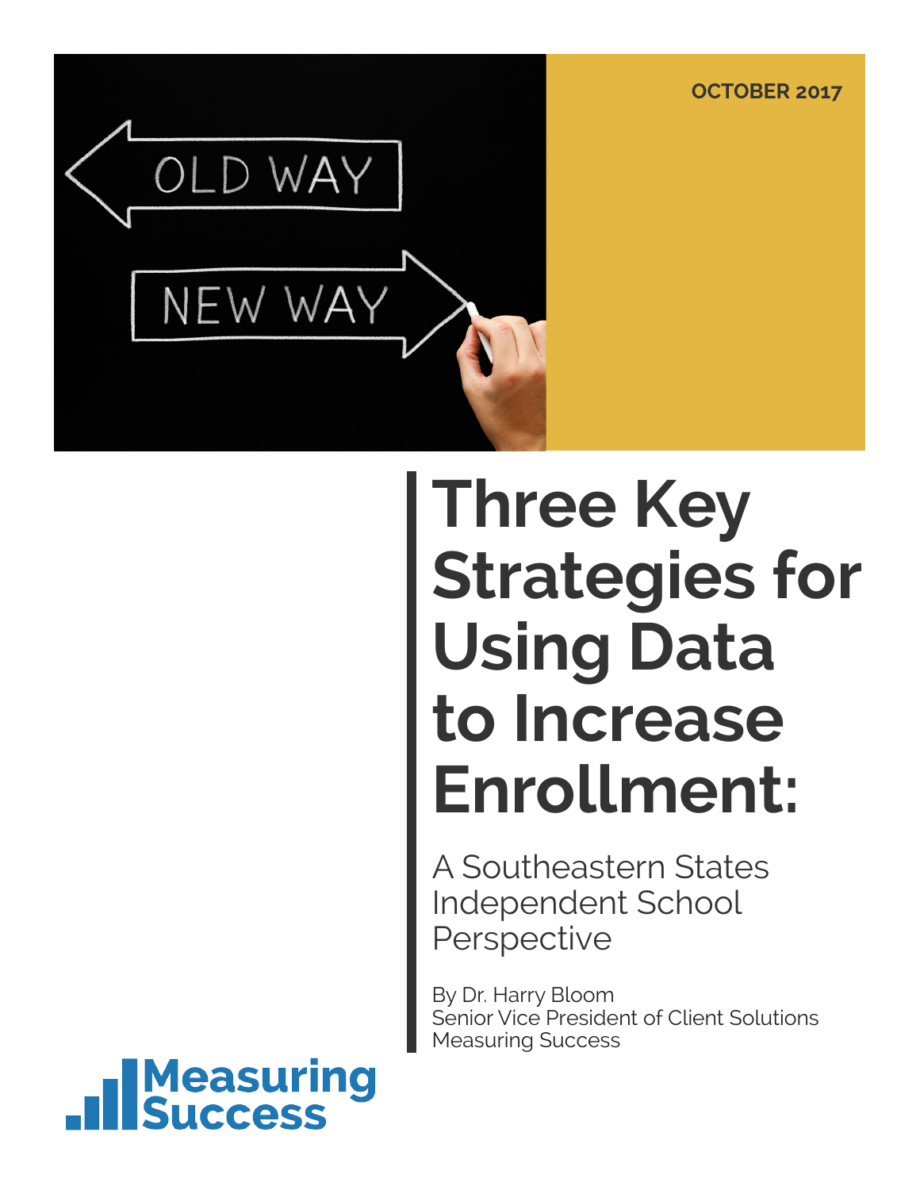OCTOBER 2017

# Three Key Strategies for Using Data to Increase Enrollment:

## A Southeastern States Independent School Perspective

By Dr. Harry Bloom
Senior Vice President of Client Solutions
Measuring Success

Measuring Success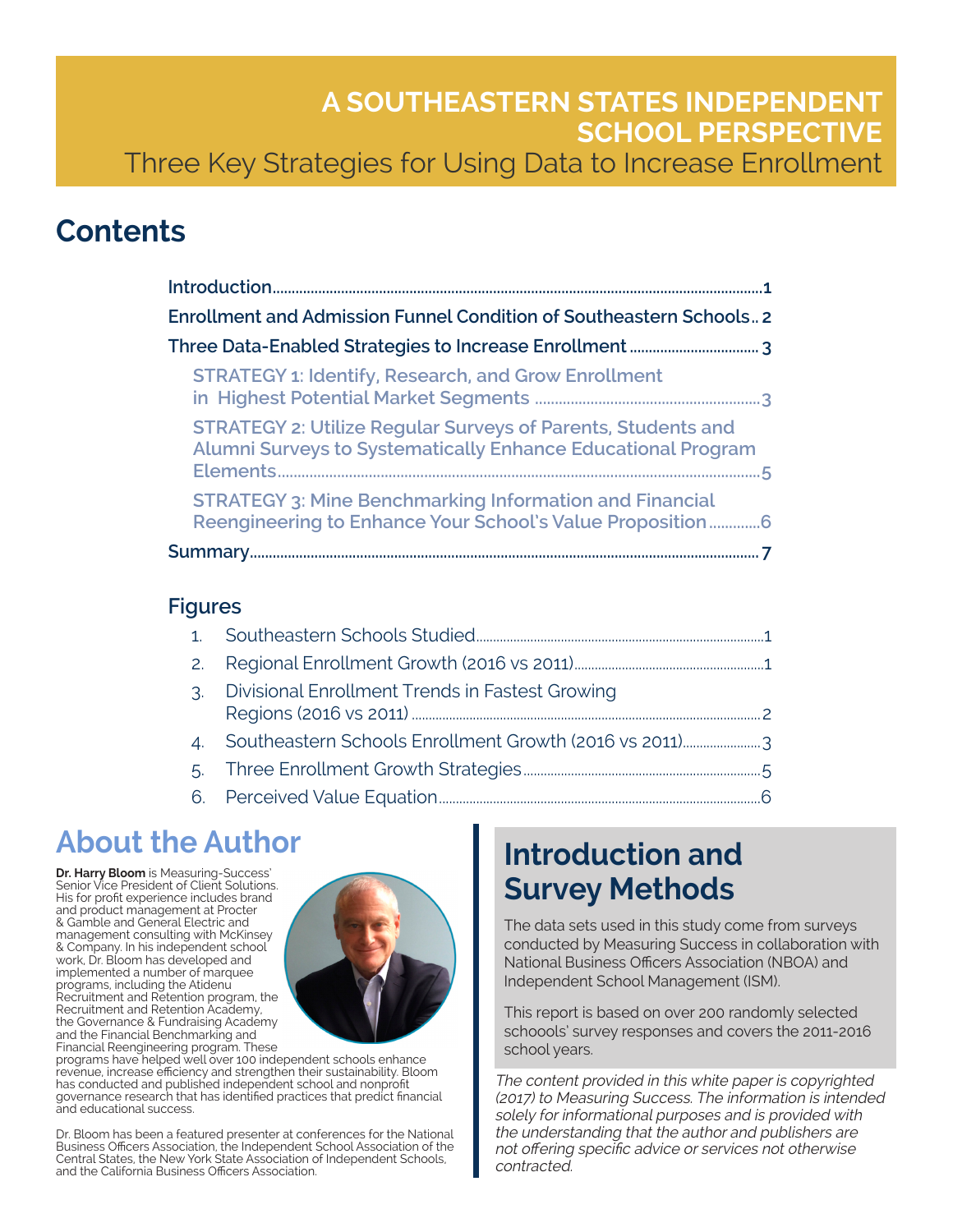# A SOUTHEASTERN STATES INDEPENDENT SCHOOL PERSPECTIVE

Three Key Strategies for Using Data to Increase Enrollment

## Contents

- Introduction ........ 1
- Enrollment and Admission Funnel Condition of Southeastern Schools .. 2
- Three Data-Enabled Strategies to Increase Enrollment ........ 3
  - STRATEGY 1: Identify, Research, and Grow Enrollment in Highest Potential Market Segments ........ 3
  - STRATEGY 2: Utilize Regular Surveys of Parents, Students and Alumni Surveys to Systematically Enhance Educational Program Elements ........ 5
  - STRATEGY 3: Mine Benchmarking Information and Financial Reengineering to Enhance Your School's Value Proposition ........ 6
- Summary ........ 7

### Figures

1. Southeastern Schools Studied ........ 1
2. Regional Enrollment Growth (2016 vs 2011) ........ 1
3. Divisional Enrollment Trends in Fastest Growing Regions (2016 vs 2011) ........ 2
4. Southeastern Schools Enrollment Growth (2016 vs 2011) ........ 3
5. Three Enrollment Growth Strategies ........ 5
6. Perceived Value Equation ........ 6

## About the Author

**Dr. Harry Bloom** is Measuring-Success' Senior Vice President of Client Solutions. His for profit experience includes brand and product management at Procter & Gamble and General Electric and management consulting with McKinsey & Company. In his independent school work, Dr. Bloom has developed and implemented a number of marquee programs, including the Atidenu Recruitment and Retention program, the Recruitment and Retention Academy, the Governance & Fundraising Academy and the Financial Benchmarking and Financial Reengineering program. These programs have helped well over 100 independent schools enhance revenue, increase efficiency and strengthen their sustainability. Bloom has conducted and published independent school and nonprofit governance research that has identified practices that predict financial and educational success.

Dr. Bloom has been a featured presenter at conferences for the National Business Officers Association, the Independent School Association of the Central States, the New York State Association of Independent Schools, and the California Business Officers Association.

## Introduction and Survey Methods

The data sets used in this study come from surveys conducted by Measuring Success in collaboration with National Business Officers Association (NBOA) and Independent School Management (ISM).

This report is based on over 200 randomly selected schoools' survey responses and covers the 2011-2016 school years.

*The content provided in this white paper is copyrighted (2017) to Measuring Success. The information is intended solely for informational purposes and is provided with the understanding that the author and publishers are not offering specific advice or services not otherwise contracted.*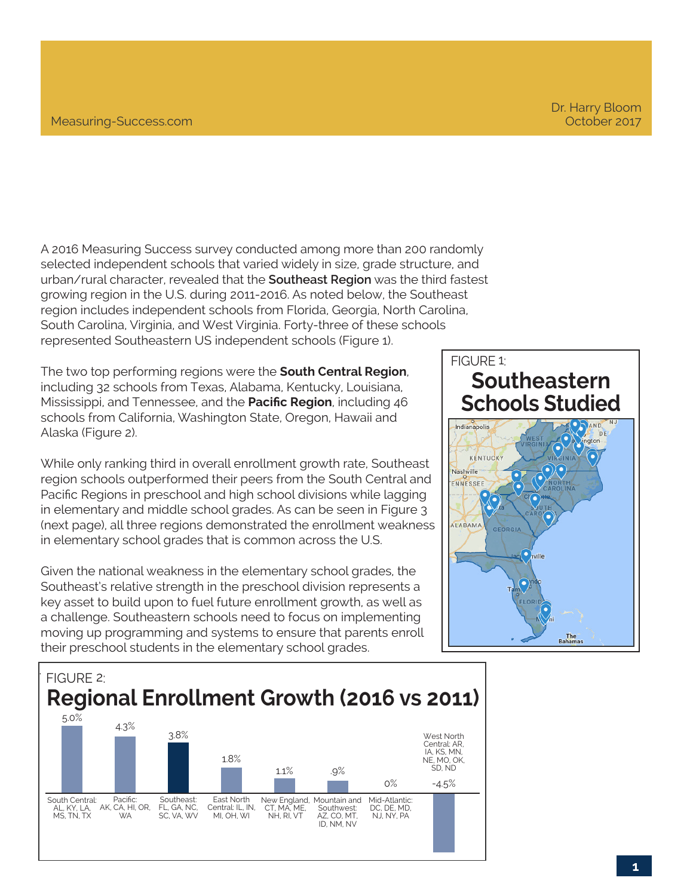A 2016 Measuring Success survey conducted among more than 200 randomly selected independent schools that varied widely in size, grade structure, and urban/rural character, revealed that the **Southeast Region** was the third fastest growing region in the U.S. during 2011-2016. As noted below, the Southeast region includes independent schools from Florida, Georgia, North Carolina, South Carolina, Virginia, and West Virginia. Forty-three of these schools represented Southeastern US independent schools (Figure 1).

The two top performing regions were the **South Central Region**, including 32 schools from Texas, Alabama, Kentucky, Louisiana, Mississippi, and Tennessee, and the **Pacific Region**, including 46 schools from California, Washington State, Oregon, Hawaii and Alaska (Figure 2).

While only ranking third in overall enrollment growth rate, Southeast region schools outperformed their peers from the South Central and Pacific Regions in preschool and high school divisions while lagging in elementary and middle school grades. As can be seen in Figure 3 (next page), all three regions demonstrated the enrollment weakness in elementary school grades that is common across the U.S.

Given the national weakness in the elementary school grades, the Southeast's relative strength in the preschool division represents a key asset to build upon to fuel future enrollment growth, as well as a challenge. Southeastern schools need to focus on implementing moving up programming and systems to ensure that parents enroll their preschool students in the elementary school grades.

FIGURE 1:

## Southeastern Schools Studied

FIGURE 2:

## Regional Enrollment Growth (2016 vs 2011)

| Region | Growth |
|---|---|
| South Central: AL, KY, LA, MS, TN, TX | 5.0% |
| Pacific: AK, CA, HI, OR, WA | 4.3% |
| Southeast: FL, GA, NC, SC, VA, WV | 3.8% |
| East North Central: IL, IN, MI, OH, WI | 1.8% |
| New England, CT, MA, ME, NH, RI, VT | 1.1% |
| Mountain and Southwest: AZ, CO, MT, ID, NM, NV | .9% |
| Mid-Atlantic: DC, DE, MD, NJ, NY, PA | 0% |
| West North Central: AR, IA, KS, MN, NE, MO, OK, SD, ND | -4.5% |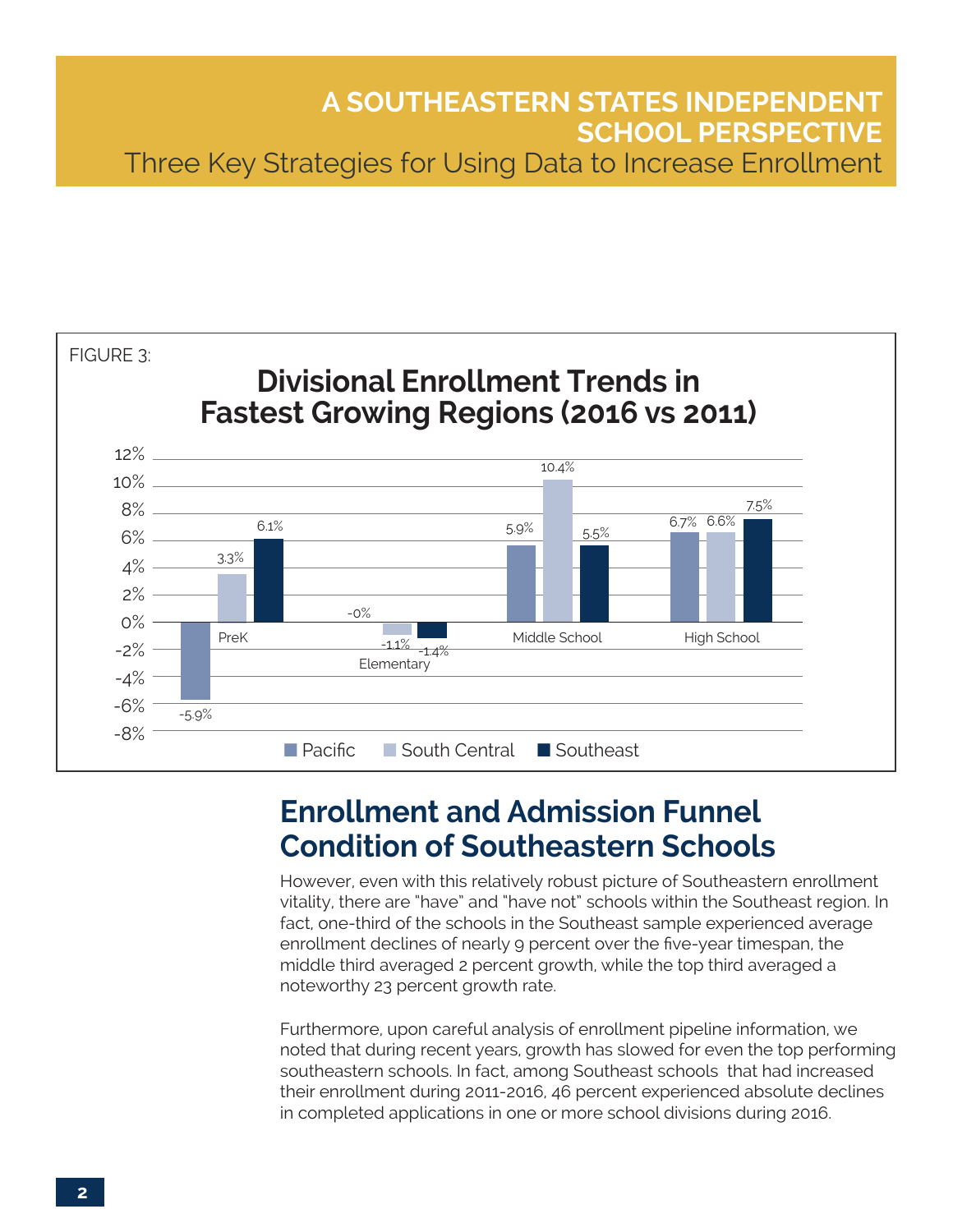# A SOUTHEASTERN STATES INDEPENDENT SCHOOL PERSPECTIVE

Three Key Strategies for Using Data to Increase Enrollment

FIGURE 3:

**Divisional Enrollment Trends in Fastest Growing Regions (2016 vs 2011)**

| | Pacific | South Central | Southeast |
|---|---|---|---|
| PreK | -5.9% | 3.3% | 6.1% |
| Elementary | -0% | -1.1% | -1.4% |
| Middle School | 5.9% | 10.4% | 5.5% |
| High School | 6.7% | 6.6% | 7.5% |

## Enrollment and Admission Funnel Condition of Southeastern Schools

However, even with this relatively robust picture of Southeastern enrollment vitality, there are "have" and "have not" schools within the Southeast region. In fact, one-third of the schools in the Southeast sample experienced average enrollment declines of nearly 9 percent over the five-year timespan, the middle third averaged 2 percent growth, while the top third averaged a noteworthy 23 percent growth rate.

Furthermore, upon careful analysis of enrollment pipeline information, we noted that during recent years, growth has slowed for even the top performing southeastern schools. In fact, among Southeast schools that had increased their enrollment during 2011-2016, 46 percent experienced absolute declines in completed applications in one or more school divisions during 2016.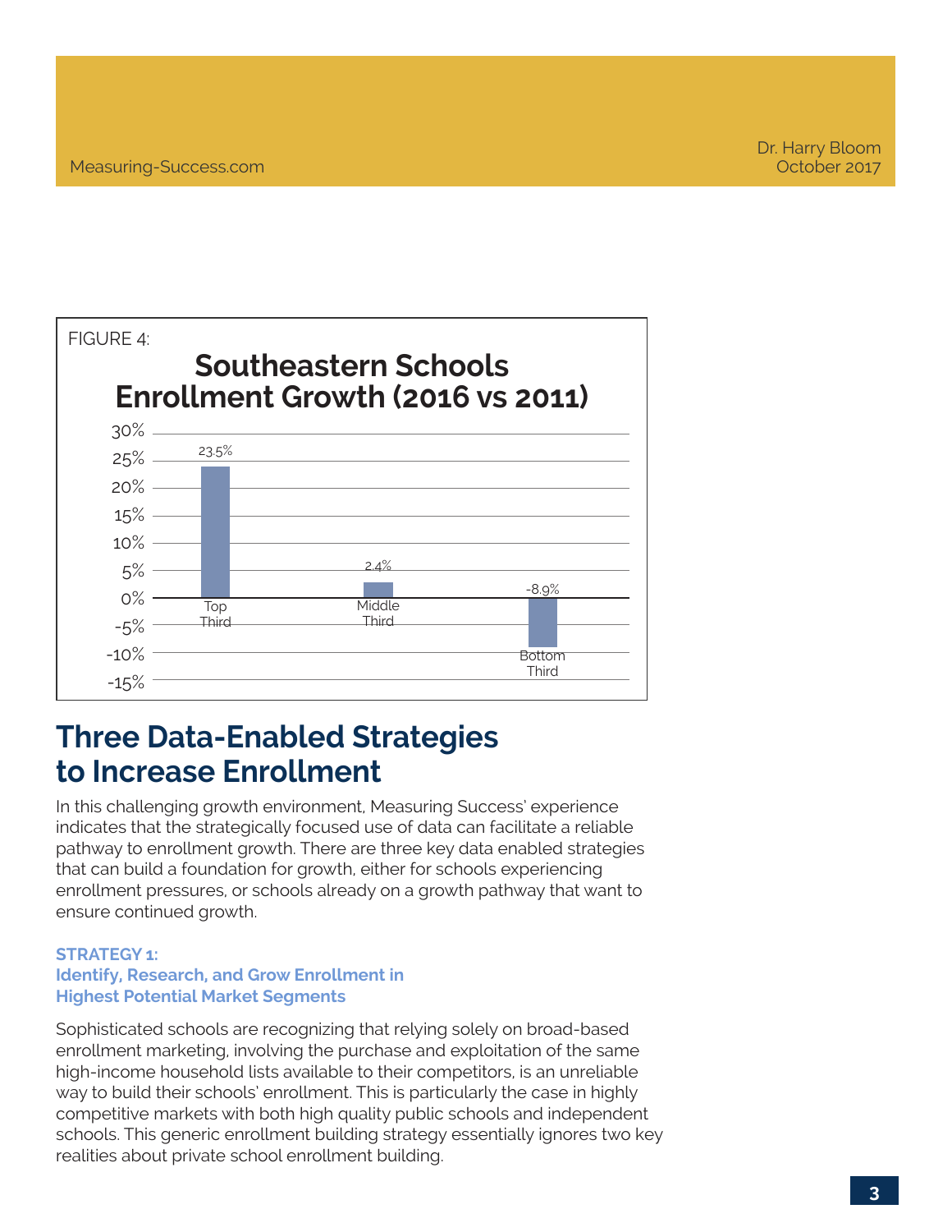FIGURE 4:

**Southeastern Schools Enrollment Growth (2016 vs 2011)**

| Segment | Enrollment Growth |
|---|---|
| Top Third | 23.5% |
| Middle Third | 2.4% |
| Bottom Third | -8.9% |

## Three Data-Enabled Strategies to Increase Enrollment

In this challenging growth environment, Measuring Success' experience indicates that the strategically focused use of data can facilitate a reliable pathway to enrollment growth. There are three key data enabled strategies that can build a foundation for growth, either for schools experiencing enrollment pressures, or schools already on a growth pathway that want to ensure continued growth.

### STRATEGY 1: Identify, Research, and Grow Enrollment in Highest Potential Market Segments

Sophisticated schools are recognizing that relying solely on broad-based enrollment marketing, involving the purchase and exploitation of the same high-income household lists available to their competitors, is an unreliable way to build their schools' enrollment. This is particularly the case in highly competitive markets with both high quality public schools and independent schools. This generic enrollment building strategy essentially ignores two key realities about private school enrollment building.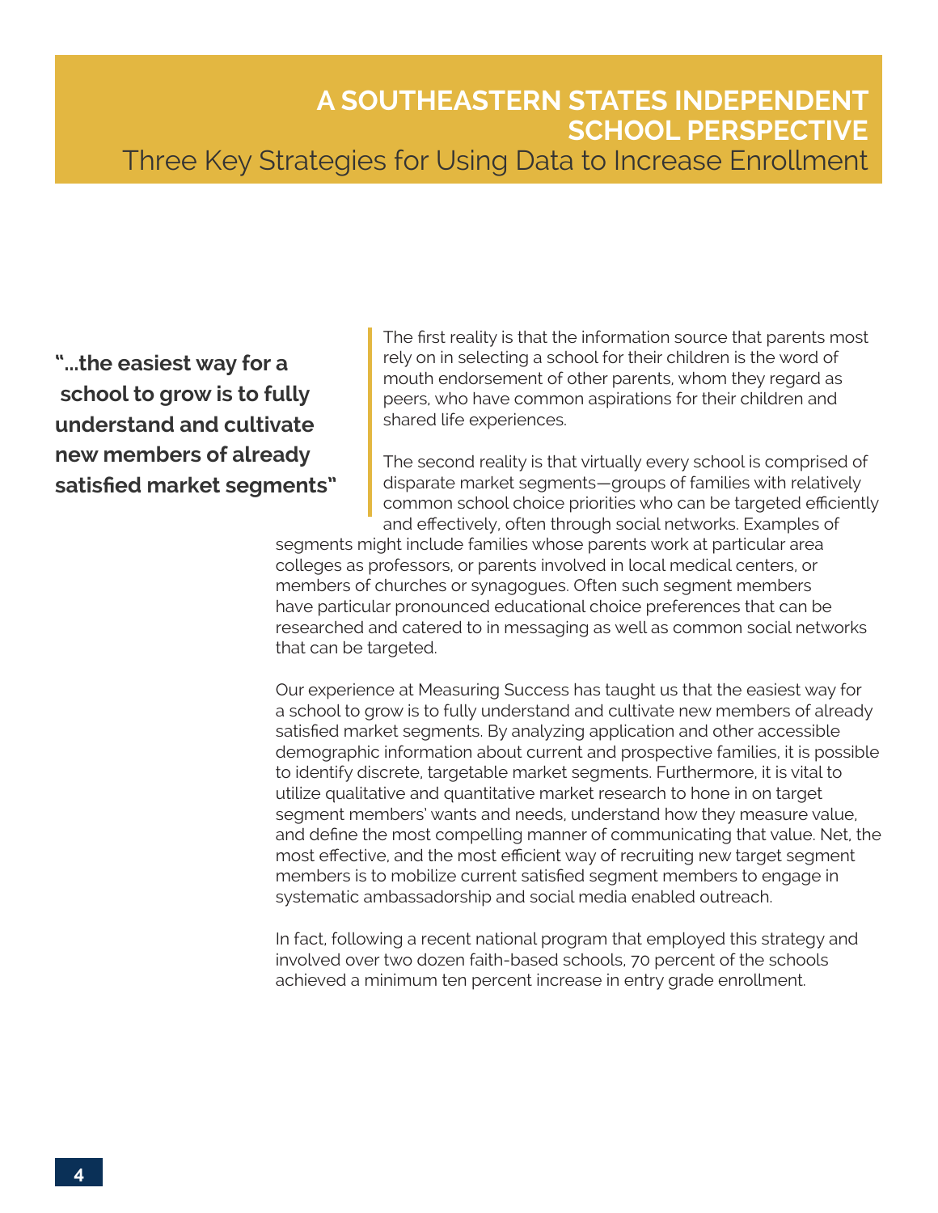# A SOUTHEASTERN STATES INDEPENDENT SCHOOL PERSPECTIVE

## Three Key Strategies for Using Data to Increase Enrollment

**"...the easiest way for a school to grow is to fully understand and cultivate new members of already satisfied market segments"**

The first reality is that the information source that parents most rely on in selecting a school for their children is the word of mouth endorsement of other parents, whom they regard as peers, who have common aspirations for their children and shared life experiences.

The second reality is that virtually every school is comprised of disparate market segments—groups of families with relatively common school choice priorities who can be targeted efficiently and effectively, often through social networks. Examples of segments might include families whose parents work at particular area colleges as professors, or parents involved in local medical centers, or members of churches or synagogues. Often such segment members have particular pronounced educational choice preferences that can be researched and catered to in messaging as well as common social networks that can be targeted.

Our experience at Measuring Success has taught us that the easiest way for a school to grow is to fully understand and cultivate new members of already satisfied market segments. By analyzing application and other accessible demographic information about current and prospective families, it is possible to identify discrete, targetable market segments. Furthermore, it is vital to utilize qualitative and quantitative market research to hone in on target segment members' wants and needs, understand how they measure value, and define the most compelling manner of communicating that value. Net, the most effective, and the most efficient way of recruiting new target segment members is to mobilize current satisfied segment members to engage in systematic ambassadorship and social media enabled outreach.

In fact, following a recent national program that employed this strategy and involved over two dozen faith-based schools, 70 percent of the schools achieved a minimum ten percent increase in entry grade enrollment.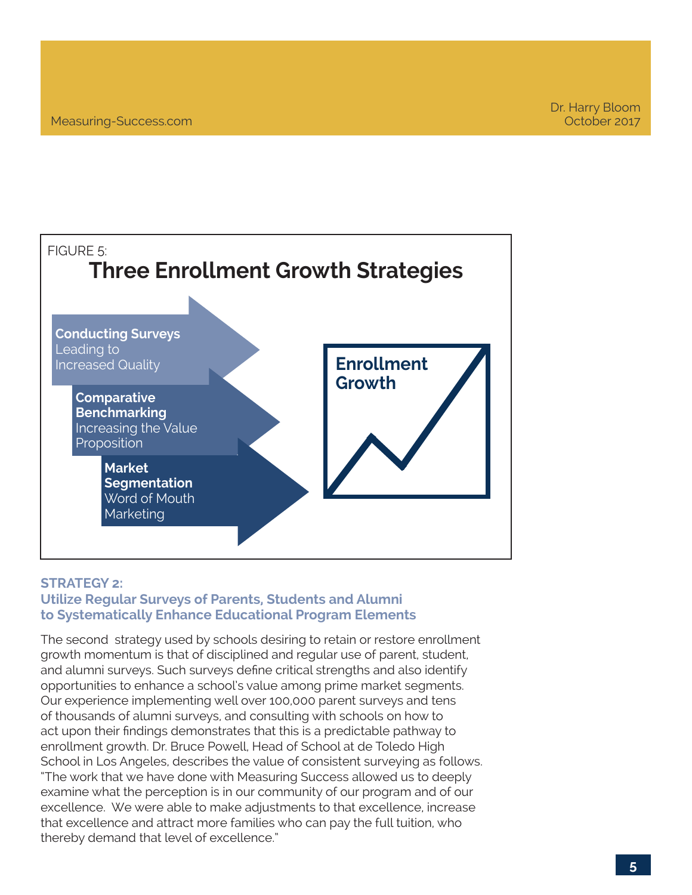FIGURE 5:

## Three Enrollment Growth Strategies

**Conducting Surveys** Leading to Increased Quality

**Comparative Benchmarking** Increasing the Value Proposition

**Market Segmentation** Word of Mouth Marketing

**Enrollment Growth**

### STRATEGY 2: Utilize Regular Surveys of Parents, Students and Alumni to Systematically Enhance Educational Program Elements

The second strategy used by schools desiring to retain or restore enrollment growth momentum is that of disciplined and regular use of parent, student, and alumni surveys. Such surveys define critical strengths and also identify opportunities to enhance a school's value among prime market segments. Our experience implementing well over 100,000 parent surveys and tens of thousands of alumni surveys, and consulting with schools on how to act upon their findings demonstrates that this is a predictable pathway to enrollment growth. Dr. Bruce Powell, Head of School at de Toledo High School in Los Angeles, describes the value of consistent surveying as follows. "The work that we have done with Measuring Success allowed us to deeply examine what the perception is in our community of our program and of our excellence. We were able to make adjustments to that excellence, increase that excellence and attract more families who can pay the full tuition, who thereby demand that level of excellence."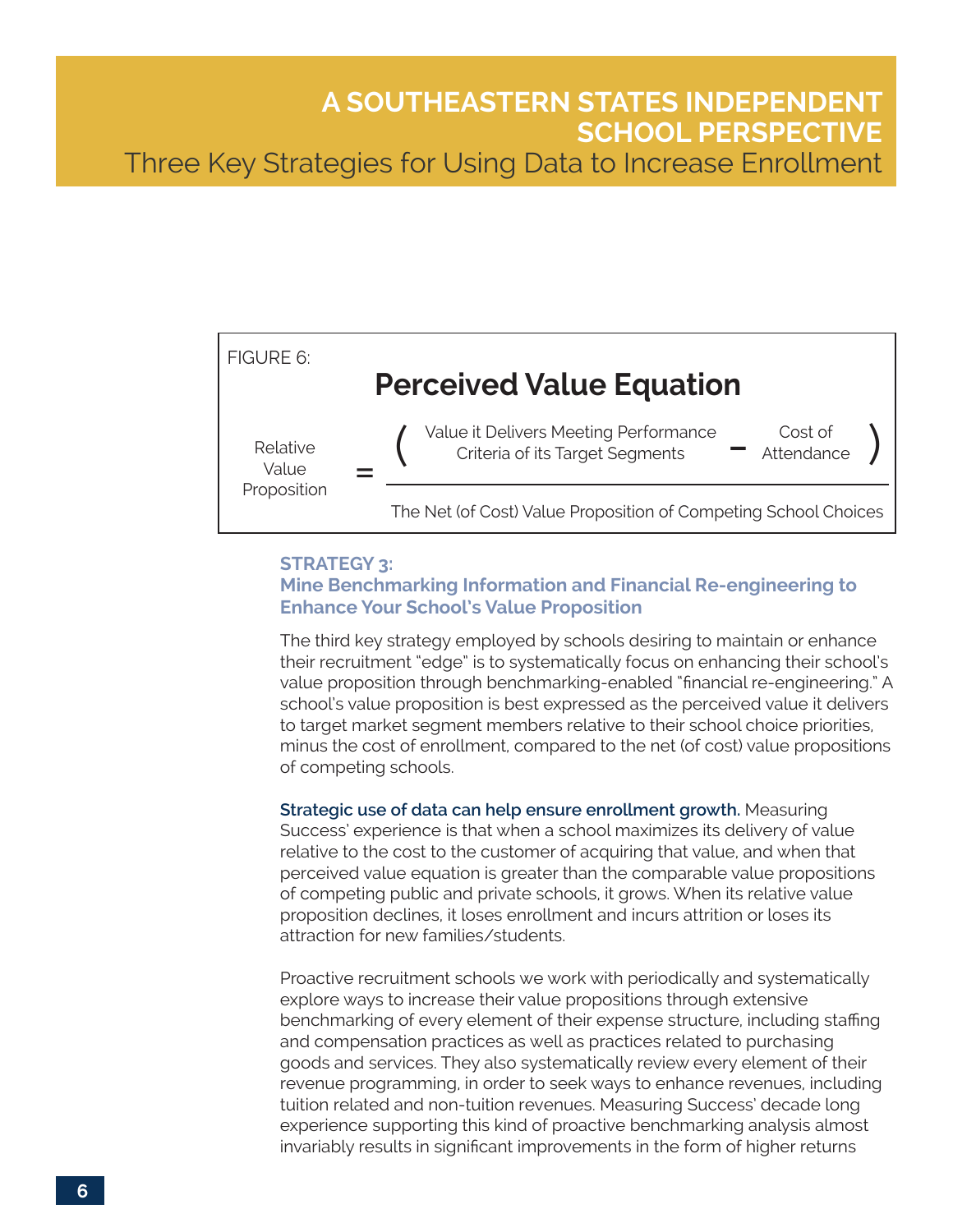FIGURE 6:

**Perceived Value Equation**

$$\text{Relative Value Proposition} = \frac{\left(\text{Value it Delivers Meeting Performance Criteria of its Target Segments} - \text{Cost of Attendance}\right)}{\text{The Net (of Cost) Value Proposition of Competing School Choices}}$$

### STRATEGY 3:
### Mine Benchmarking Information and Financial Re-engineering to Enhance Your School's Value Proposition

The third key strategy employed by schools desiring to maintain or enhance their recruitment "edge" is to systematically focus on enhancing their school's value proposition through benchmarking-enabled "financial re-engineering." A school's value proposition is best expressed as the perceived value it delivers to target market segment members relative to their school choice priorities, minus the cost of enrollment, compared to the net (of cost) value propositions of competing schools.

**Strategic use of data can help ensure enrollment growth.** Measuring Success' experience is that when a school maximizes its delivery of value relative to the cost to the customer of acquiring that value, and when that perceived value equation is greater than the comparable value propositions of competing public and private schools, it grows. When its relative value proposition declines, it loses enrollment and incurs attrition or loses its attraction for new families/students.

Proactive recruitment schools we work with periodically and systematically explore ways to increase their value propositions through extensive benchmarking of every element of their expense structure, including staffing and compensation practices as well as practices related to purchasing goods and services. They also systematically review every element of their revenue programming, in order to seek ways to enhance revenues, including tuition related and non-tuition revenues. Measuring Success' decade long experience supporting this kind of proactive benchmarking analysis almost invariably results in significant improvements in the form of higher returns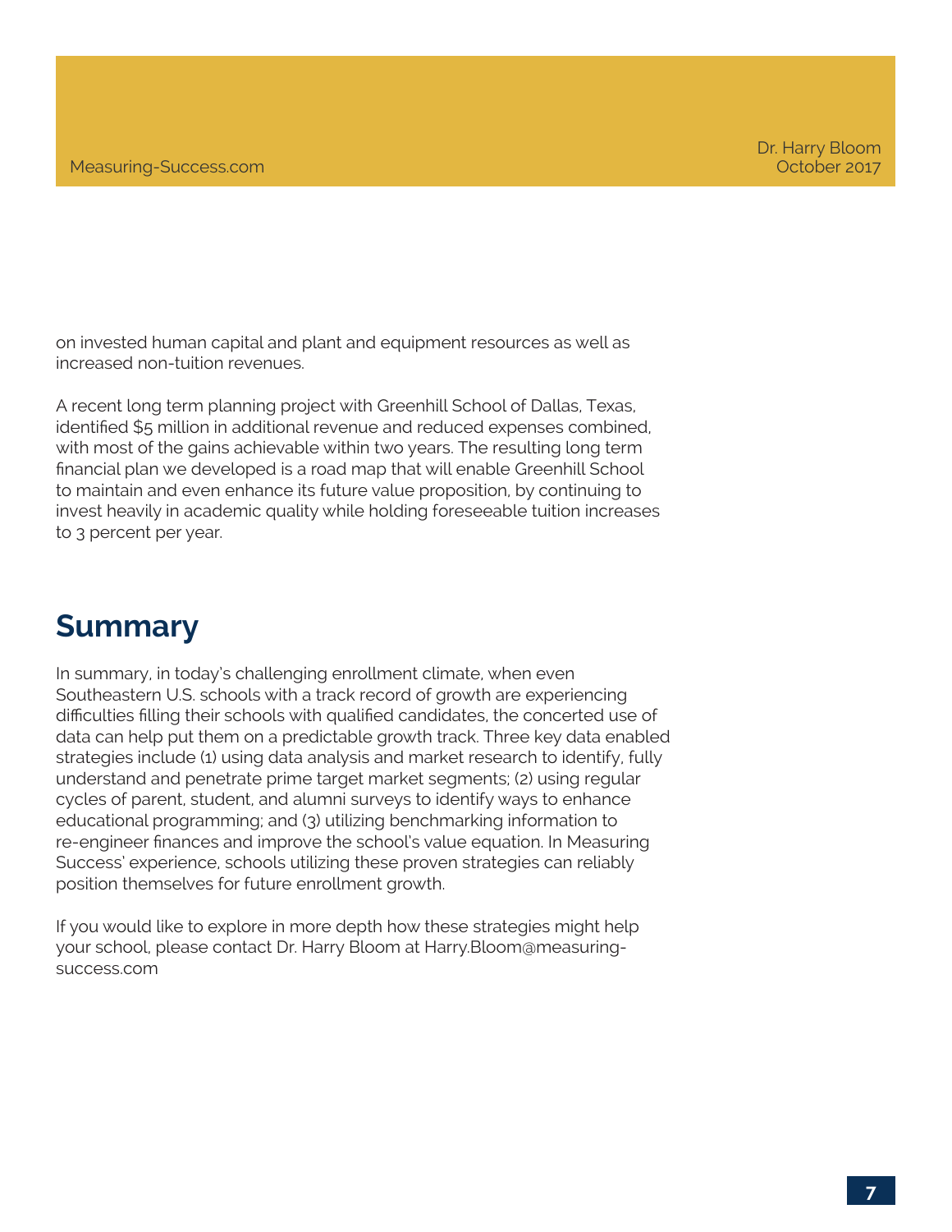on invested human capital and plant and equipment resources as well as increased non-tuition revenues.

A recent long term planning project with Greenhill School of Dallas, Texas, identified $5 million in additional revenue and reduced expenses combined, with most of the gains achievable within two years. The resulting long term financial plan we developed is a road map that will enable Greenhill School to maintain and even enhance its future value proposition, by continuing to invest heavily in academic quality while holding foreseeable tuition increases to 3 percent per year.

## Summary

In summary, in today's challenging enrollment climate, when even Southeastern U.S. schools with a track record of growth are experiencing difficulties filling their schools with qualified candidates, the concerted use of data can help put them on a predictable growth track. Three key data enabled strategies include (1) using data analysis and market research to identify, fully understand and penetrate prime target market segments; (2) using regular cycles of parent, student, and alumni surveys to identify ways to enhance educational programming; and (3) utilizing benchmarking information to re-engineer finances and improve the school's value equation. In Measuring Success' experience, schools utilizing these proven strategies can reliably position themselves for future enrollment growth.

If you would like to explore in more depth how these strategies might help your school, please contact Dr. Harry Bloom at Harry.Bloom@measuring-success.com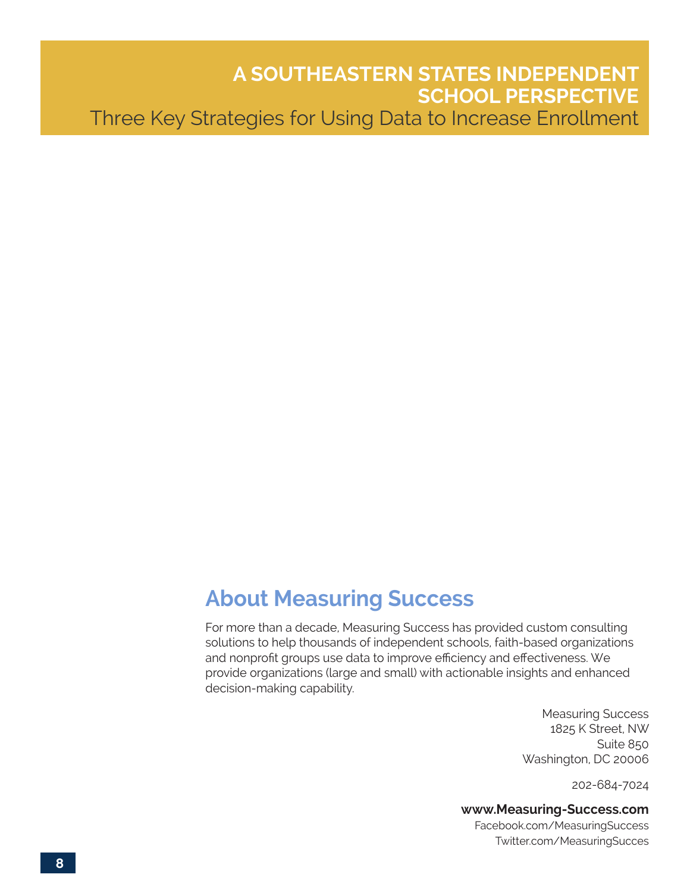## About Measuring Success

For more than a decade, Measuring Success has provided custom consulting solutions to help thousands of independent schools, faith-based organizations and nonprofit groups use data to improve efficiency and effectiveness. We provide organizations (large and small) with actionable insights and enhanced decision-making capability.

Measuring Success
1825 K Street, NW
Suite 850
Washington, DC 20006

202-684-7024

**www.Measuring-Success.com**
Facebook.com/MeasuringSuccess
Twitter.com/MeasuringSucces